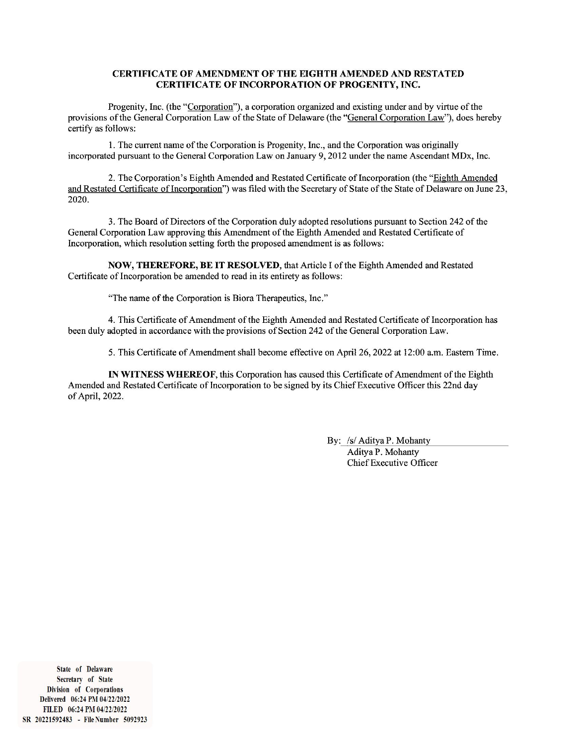**CERTIFICATE OF AMENDMENT OF THE EIGHTH AMENDED AND RESTATED CERTIFICATE OF INCORPORATION OF PROGENITY, INC.**

Progenity, Inc. (the "Corporation"), a corporation organized and existing under and by virtue of the provisions of the General Corporation Law of the State of Delaware (the "General Corporation Law"), does hereby certify as follows:

1. The current name of the Corporation is Progenity, Inc., and the Corporation was originally incorporated pursuant to the General Corporation Law on January 9, 2012 under the name Ascendant MDx, Inc.

2. The Corporation's Eighth Amended and Restated Certificate of Incorporation (the "Eighth Amended and Restated Certificate of Incorporation") was filed with the Secretary of State of the State of Delaware on June 23, 2020.

3. The Board of Directors of the Corporation duly adopted resolutions pursuant to Section 242 of the General Corporation Law approving this Amendment of the Eighth Amended and Restated Certificate of Incorporation, which resolution setting forth the proposed amendment is as follows:

**NOW, THEREFORE, BE IT RESOLVED,** that Article I of the Eighth Amended and Restated Certificate of Incorporation be amended to read in its entirety as follows:

"The name of the Corporation is Biora Therapeutics, Inc."

4. This Certificate of Amendment of the Eighth Amended and Restated Certificate of Incorporation has been duly adopted in accordance with the provisions of Section 242 of the General Corporation Law.

5. This Certificate of Amendment shall become effective on April 26, 2022 at 12:00 a.m. Eastern Time.

**IN WITNESS WHEREOF,** this Corporation has caused this Certificate of Amendment of the Eighth Amended and Restated Certificate of Incorporation to be signed by its Chief Executive Officer this 22nd day of April, 2022.

By: /s/ Aditya P. Mohanty
Aditya P. Mohanty
Chief Executive Officer

State of Delaware
Secretary of State
Division of Corporations
Delivered 06:24 PM 04/22/2022
FILED 06:24 PM 04/22/2022
SR 20221592483 - File Number 5092923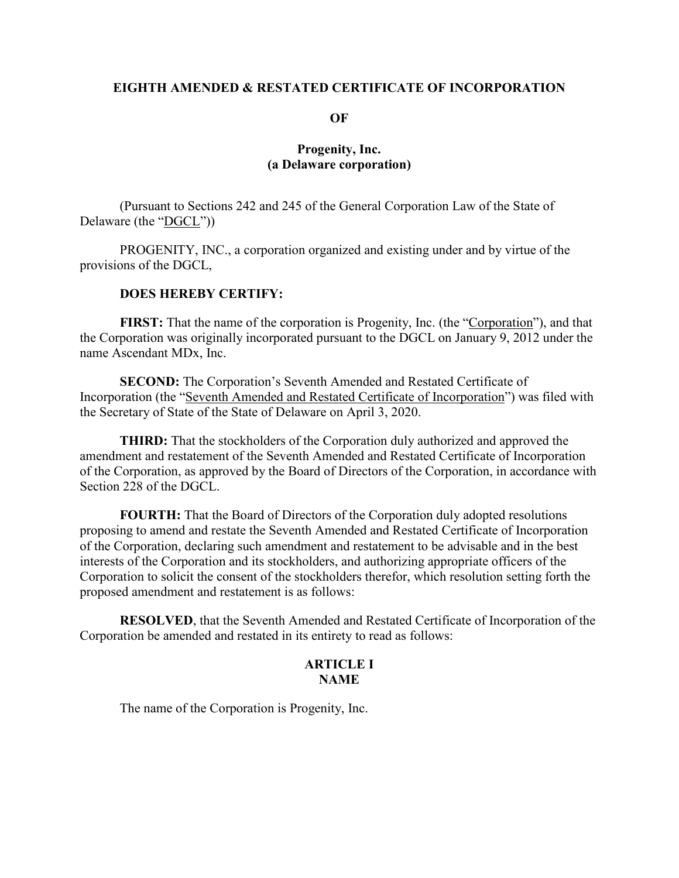**EIGHTH AMENDED & RESTATED CERTIFICATE OF INCORPORATION**

**OF**

**Progenity, Inc.**
**(a Delaware corporation)**

(Pursuant to Sections 242 and 245 of the General Corporation Law of the State of Delaware (the "DGCL"))

PROGENITY, INC., a corporation organized and existing under and by virtue of the provisions of the DGCL,

**DOES HEREBY CERTIFY:**

**FIRST:** That the name of the corporation is Progenity, Inc. (the "Corporation"), and that the Corporation was originally incorporated pursuant to the DGCL on January 9, 2012 under the name Ascendant MDx, Inc.

**SECOND:** The Corporation's Seventh Amended and Restated Certificate of Incorporation (the "Seventh Amended and Restated Certificate of Incorporation") was filed with the Secretary of State of the State of Delaware on April 3, 2020.

**THIRD:** That the stockholders of the Corporation duly authorized and approved the amendment and restatement of the Seventh Amended and Restated Certificate of Incorporation of the Corporation, as approved by the Board of Directors of the Corporation, in accordance with Section 228 of the DGCL.

**FOURTH:** That the Board of Directors of the Corporation duly adopted resolutions proposing to amend and restate the Seventh Amended and Restated Certificate of Incorporation of the Corporation, declaring such amendment and restatement to be advisable and in the best interests of the Corporation and its stockholders, and authorizing appropriate officers of the Corporation to solicit the consent of the stockholders therefor, which resolution setting forth the proposed amendment and restatement is as follows:

**RESOLVED**, that the Seventh Amended and Restated Certificate of Incorporation of the Corporation be amended and restated in its entirety to read as follows:

## ARTICLE I
## NAME

The name of the Corporation is Progenity, Inc.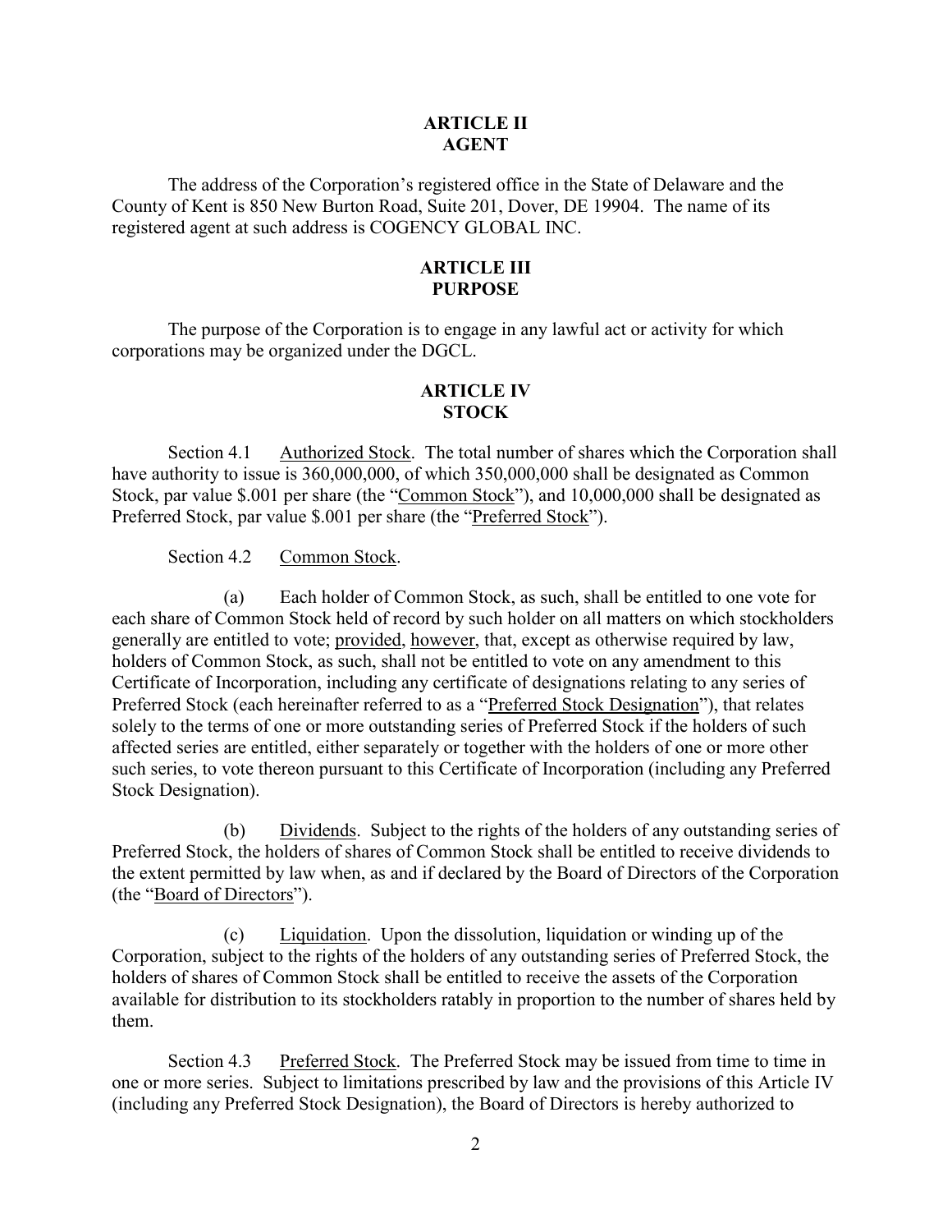## ARTICLE II
## AGENT

The address of the Corporation's registered office in the State of Delaware and the County of Kent is 850 New Burton Road, Suite 201, Dover, DE 19904. The name of its registered agent at such address is COGENCY GLOBAL INC.

## ARTICLE III
## PURPOSE

The purpose of the Corporation is to engage in any lawful act or activity for which corporations may be organized under the DGCL.

## ARTICLE IV
## STOCK

Section 4.1 Authorized Stock. The total number of shares which the Corporation shall have authority to issue is 360,000,000, of which 350,000,000 shall be designated as Common Stock, par value $.001 per share (the "Common Stock"), and 10,000,000 shall be designated as Preferred Stock, par value $.001 per share (the "Preferred Stock").

Section 4.2 Common Stock.

(a) Each holder of Common Stock, as such, shall be entitled to one vote for each share of Common Stock held of record by such holder on all matters on which stockholders generally are entitled to vote; provided, however, that, except as otherwise required by law, holders of Common Stock, as such, shall not be entitled to vote on any amendment to this Certificate of Incorporation, including any certificate of designations relating to any series of Preferred Stock (each hereinafter referred to as a "Preferred Stock Designation"), that relates solely to the terms of one or more outstanding series of Preferred Stock if the holders of such affected series are entitled, either separately or together with the holders of one or more other such series, to vote thereon pursuant to this Certificate of Incorporation (including any Preferred Stock Designation).

(b) Dividends. Subject to the rights of the holders of any outstanding series of Preferred Stock, the holders of shares of Common Stock shall be entitled to receive dividends to the extent permitted by law when, as and if declared by the Board of Directors of the Corporation (the "Board of Directors").

(c) Liquidation. Upon the dissolution, liquidation or winding up of the Corporation, subject to the rights of the holders of any outstanding series of Preferred Stock, the holders of shares of Common Stock shall be entitled to receive the assets of the Corporation available for distribution to its stockholders ratably in proportion to the number of shares held by them.

Section 4.3 Preferred Stock. The Preferred Stock may be issued from time to time in one or more series. Subject to limitations prescribed by law and the provisions of this Article IV (including any Preferred Stock Designation), the Board of Directors is hereby authorized to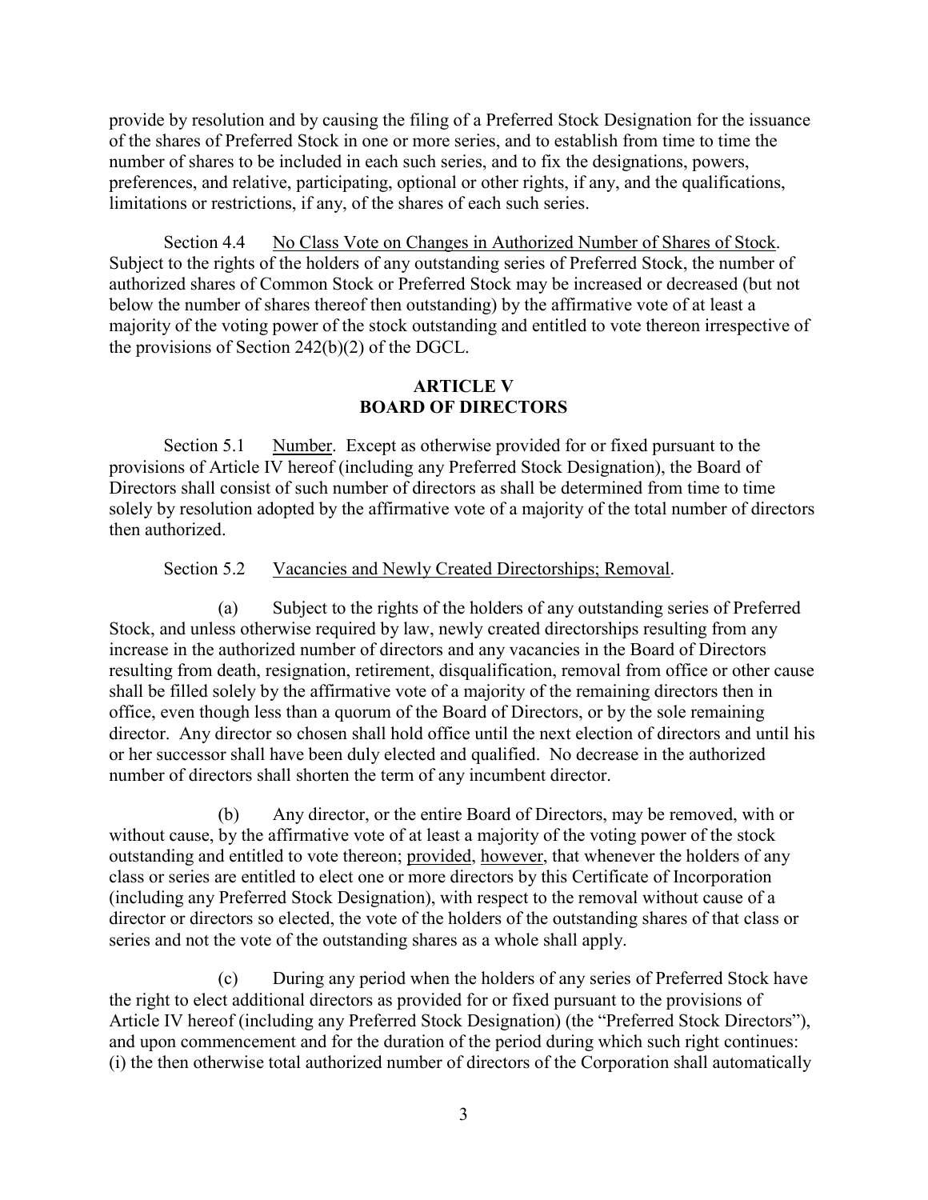provide by resolution and by causing the filing of a Preferred Stock Designation for the issuance of the shares of Preferred Stock in one or more series, and to establish from time to time the number of shares to be included in each such series, and to fix the designations, powers, preferences, and relative, participating, optional or other rights, if any, and the qualifications, limitations or restrictions, if any, of the shares of each such series.

Section 4.4 No Class Vote on Changes in Authorized Number of Shares of Stock. Subject to the rights of the holders of any outstanding series of Preferred Stock, the number of authorized shares of Common Stock or Preferred Stock may be increased or decreased (but not below the number of shares thereof then outstanding) by the affirmative vote of at least a majority of the voting power of the stock outstanding and entitled to vote thereon irrespective of the provisions of Section 242(b)(2) of the DGCL.

## ARTICLE V
## BOARD OF DIRECTORS

Section 5.1 Number. Except as otherwise provided for or fixed pursuant to the provisions of Article IV hereof (including any Preferred Stock Designation), the Board of Directors shall consist of such number of directors as shall be determined from time to time solely by resolution adopted by the affirmative vote of a majority of the total number of directors then authorized.

Section 5.2 Vacancies and Newly Created Directorships; Removal.

(a) Subject to the rights of the holders of any outstanding series of Preferred Stock, and unless otherwise required by law, newly created directorships resulting from any increase in the authorized number of directors and any vacancies in the Board of Directors resulting from death, resignation, retirement, disqualification, removal from office or other cause shall be filled solely by the affirmative vote of a majority of the remaining directors then in office, even though less than a quorum of the Board of Directors, or by the sole remaining director. Any director so chosen shall hold office until the next election of directors and until his or her successor shall have been duly elected and qualified. No decrease in the authorized number of directors shall shorten the term of any incumbent director.

(b) Any director, or the entire Board of Directors, may be removed, with or without cause, by the affirmative vote of at least a majority of the voting power of the stock outstanding and entitled to vote thereon; provided, however, that whenever the holders of any class or series are entitled to elect one or more directors by this Certificate of Incorporation (including any Preferred Stock Designation), with respect to the removal without cause of a director or directors so elected, the vote of the holders of the outstanding shares of that class or series and not the vote of the outstanding shares as a whole shall apply.

(c) During any period when the holders of any series of Preferred Stock have the right to elect additional directors as provided for or fixed pursuant to the provisions of Article IV hereof (including any Preferred Stock Designation) (the "Preferred Stock Directors"), and upon commencement and for the duration of the period during which such right continues: (i) the then otherwise total authorized number of directors of the Corporation shall automatically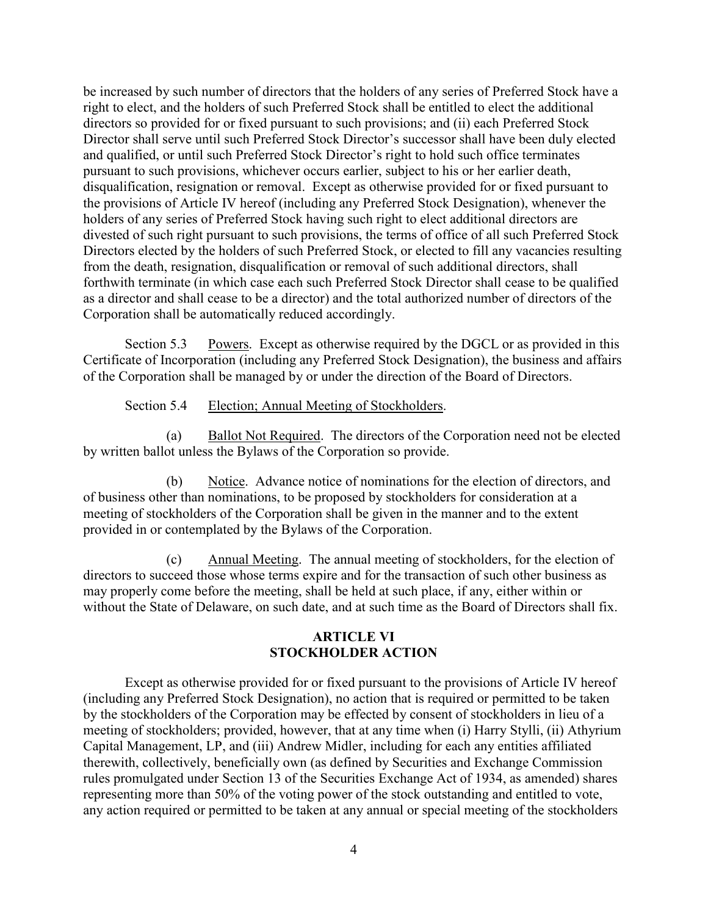be increased by such number of directors that the holders of any series of Preferred Stock have a right to elect, and the holders of such Preferred Stock shall be entitled to elect the additional directors so provided for or fixed pursuant to such provisions; and (ii) each Preferred Stock Director shall serve until such Preferred Stock Director's successor shall have been duly elected and qualified, or until such Preferred Stock Director's right to hold such office terminates pursuant to such provisions, whichever occurs earlier, subject to his or her earlier death, disqualification, resignation or removal. Except as otherwise provided for or fixed pursuant to the provisions of Article IV hereof (including any Preferred Stock Designation), whenever the holders of any series of Preferred Stock having such right to elect additional directors are divested of such right pursuant to such provisions, the terms of office of all such Preferred Stock Directors elected by the holders of such Preferred Stock, or elected to fill any vacancies resulting from the death, resignation, disqualification or removal of such additional directors, shall forthwith terminate (in which case each such Preferred Stock Director shall cease to be qualified as a director and shall cease to be a director) and the total authorized number of directors of the Corporation shall be automatically reduced accordingly.

Section 5.3 Powers. Except as otherwise required by the DGCL or as provided in this Certificate of Incorporation (including any Preferred Stock Designation), the business and affairs of the Corporation shall be managed by or under the direction of the Board of Directors.

Section 5.4 Election; Annual Meeting of Stockholders.

(a) Ballot Not Required. The directors of the Corporation need not be elected by written ballot unless the Bylaws of the Corporation so provide.

(b) Notice. Advance notice of nominations for the election of directors, and of business other than nominations, to be proposed by stockholders for consideration at a meeting of stockholders of the Corporation shall be given in the manner and to the extent provided in or contemplated by the Bylaws of the Corporation.

(c) Annual Meeting. The annual meeting of stockholders, for the election of directors to succeed those whose terms expire and for the transaction of such other business as may properly come before the meeting, shall be held at such place, if any, either within or without the State of Delaware, on such date, and at such time as the Board of Directors shall fix.

## ARTICLE VI
## STOCKHOLDER ACTION

Except as otherwise provided for or fixed pursuant to the provisions of Article IV hereof (including any Preferred Stock Designation), no action that is required or permitted to be taken by the stockholders of the Corporation may be effected by consent of stockholders in lieu of a meeting of stockholders; provided, however, that at any time when (i) Harry Stylli, (ii) Athyrium Capital Management, LP, and (iii) Andrew Midler, including for each any entities affiliated therewith, collectively, beneficially own (as defined by Securities and Exchange Commission rules promulgated under Section 13 of the Securities Exchange Act of 1934, as amended) shares representing more than 50% of the voting power of the stock outstanding and entitled to vote, any action required or permitted to be taken at any annual or special meeting of the stockholders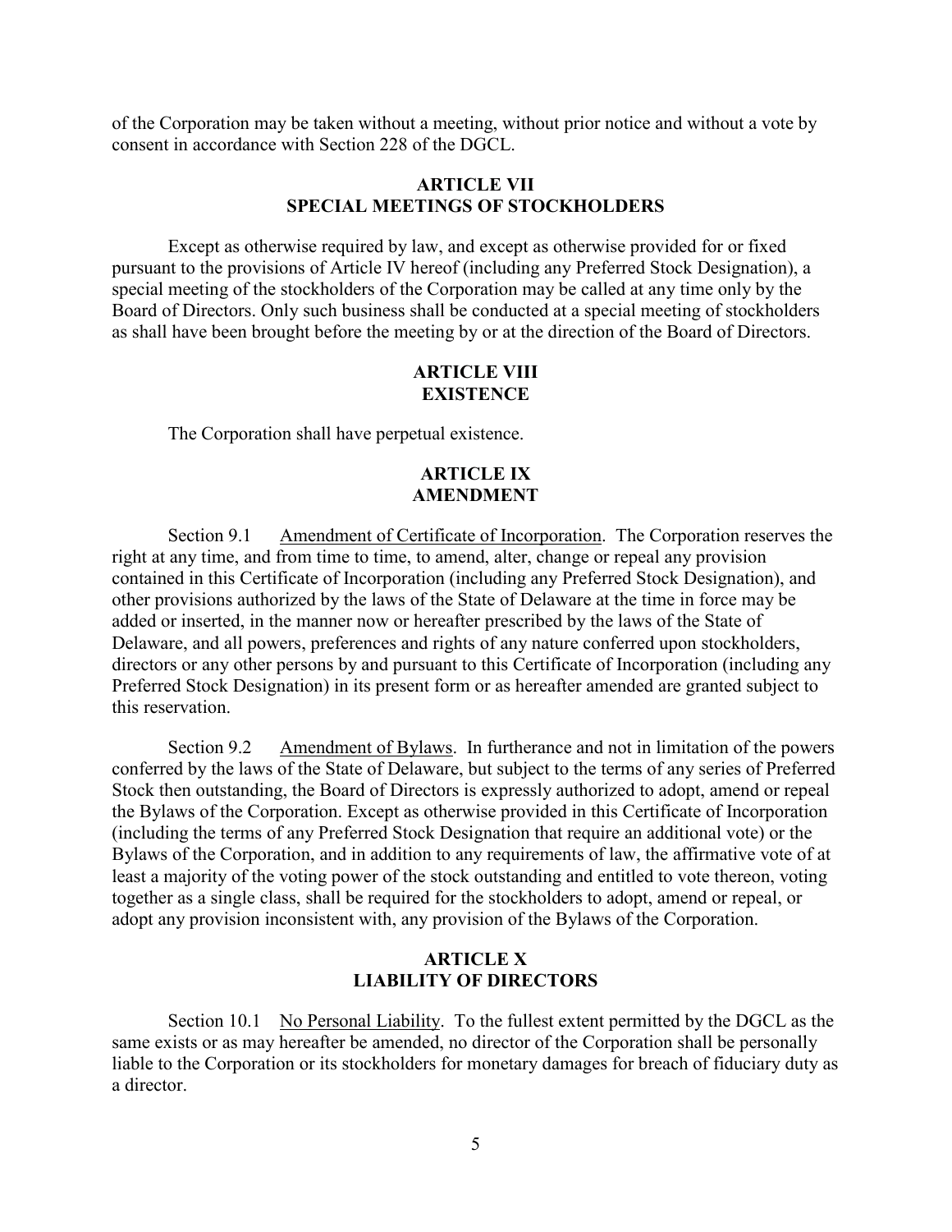of the Corporation may be taken without a meeting, without prior notice and without a vote by consent in accordance with Section 228 of the DGCL.

## ARTICLE VII
## SPECIAL MEETINGS OF STOCKHOLDERS

Except as otherwise required by law, and except as otherwise provided for or fixed pursuant to the provisions of Article IV hereof (including any Preferred Stock Designation), a special meeting of the stockholders of the Corporation may be called at any time only by the Board of Directors. Only such business shall be conducted at a special meeting of stockholders as shall have been brought before the meeting by or at the direction of the Board of Directors.

## ARTICLE VIII
## EXISTENCE

The Corporation shall have perpetual existence.

## ARTICLE IX
## AMENDMENT

Section 9.1 Amendment of Certificate of Incorporation. The Corporation reserves the right at any time, and from time to time, to amend, alter, change or repeal any provision contained in this Certificate of Incorporation (including any Preferred Stock Designation), and other provisions authorized by the laws of the State of Delaware at the time in force may be added or inserted, in the manner now or hereafter prescribed by the laws of the State of Delaware, and all powers, preferences and rights of any nature conferred upon stockholders, directors or any other persons by and pursuant to this Certificate of Incorporation (including any Preferred Stock Designation) in its present form or as hereafter amended are granted subject to this reservation.

Section 9.2 Amendment of Bylaws. In furtherance and not in limitation of the powers conferred by the laws of the State of Delaware, but subject to the terms of any series of Preferred Stock then outstanding, the Board of Directors is expressly authorized to adopt, amend or repeal the Bylaws of the Corporation. Except as otherwise provided in this Certificate of Incorporation (including the terms of any Preferred Stock Designation that require an additional vote) or the Bylaws of the Corporation, and in addition to any requirements of law, the affirmative vote of at least a majority of the voting power of the stock outstanding and entitled to vote thereon, voting together as a single class, shall be required for the stockholders to adopt, amend or repeal, or adopt any provision inconsistent with, any provision of the Bylaws of the Corporation.

## ARTICLE X
## LIABILITY OF DIRECTORS

Section 10.1 No Personal Liability. To the fullest extent permitted by the DGCL as the same exists or as may hereafter be amended, no director of the Corporation shall be personally liable to the Corporation or its stockholders for monetary damages for breach of fiduciary duty as a director.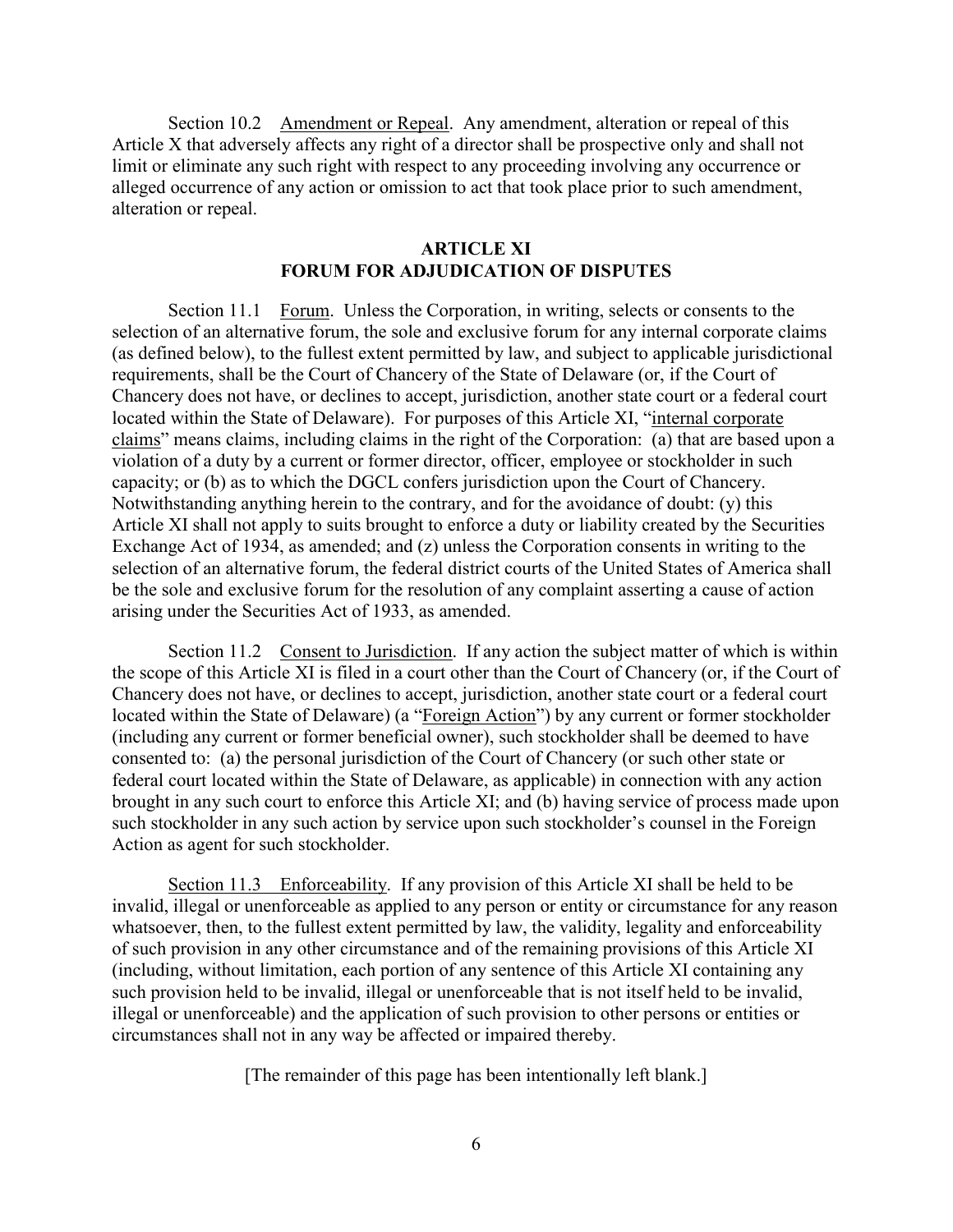Section 10.2 Amendment or Repeal. Any amendment, alteration or repeal of this Article X that adversely affects any right of a director shall be prospective only and shall not limit or eliminate any such right with respect to any proceeding involving any occurrence or alleged occurrence of any action or omission to act that took place prior to such amendment, alteration or repeal.

## ARTICLE XI
## FORUM FOR ADJUDICATION OF DISPUTES

Section 11.1 Forum. Unless the Corporation, in writing, selects or consents to the selection of an alternative forum, the sole and exclusive forum for any internal corporate claims (as defined below), to the fullest extent permitted by law, and subject to applicable jurisdictional requirements, shall be the Court of Chancery of the State of Delaware (or, if the Court of Chancery does not have, or declines to accept, jurisdiction, another state court or a federal court located within the State of Delaware). For purposes of this Article XI, "internal corporate claims" means claims, including claims in the right of the Corporation: (a) that are based upon a violation of a duty by a current or former director, officer, employee or stockholder in such capacity; or (b) as to which the DGCL confers jurisdiction upon the Court of Chancery. Notwithstanding anything herein to the contrary, and for the avoidance of doubt: (y) this Article XI shall not apply to suits brought to enforce a duty or liability created by the Securities Exchange Act of 1934, as amended; and (z) unless the Corporation consents in writing to the selection of an alternative forum, the federal district courts of the United States of America shall be the sole and exclusive forum for the resolution of any complaint asserting a cause of action arising under the Securities Act of 1933, as amended.

Section 11.2 Consent to Jurisdiction. If any action the subject matter of which is within the scope of this Article XI is filed in a court other than the Court of Chancery (or, if the Court of Chancery does not have, or declines to accept, jurisdiction, another state court or a federal court located within the State of Delaware) (a "Foreign Action") by any current or former stockholder (including any current or former beneficial owner), such stockholder shall be deemed to have consented to: (a) the personal jurisdiction of the Court of Chancery (or such other state or federal court located within the State of Delaware, as applicable) in connection with any action brought in any such court to enforce this Article XI; and (b) having service of process made upon such stockholder in any such action by service upon such stockholder's counsel in the Foreign Action as agent for such stockholder.

Section 11.3 Enforceability. If any provision of this Article XI shall be held to be invalid, illegal or unenforceable as applied to any person or entity or circumstance for any reason whatsoever, then, to the fullest extent permitted by law, the validity, legality and enforceability of such provision in any other circumstance and of the remaining provisions of this Article XI (including, without limitation, each portion of any sentence of this Article XI containing any such provision held to be invalid, illegal or unenforceable that is not itself held to be invalid, illegal or unenforceable) and the application of such provision to other persons or entities or circumstances shall not in any way be affected or impaired thereby.

[The remainder of this page has been intentionally left blank.]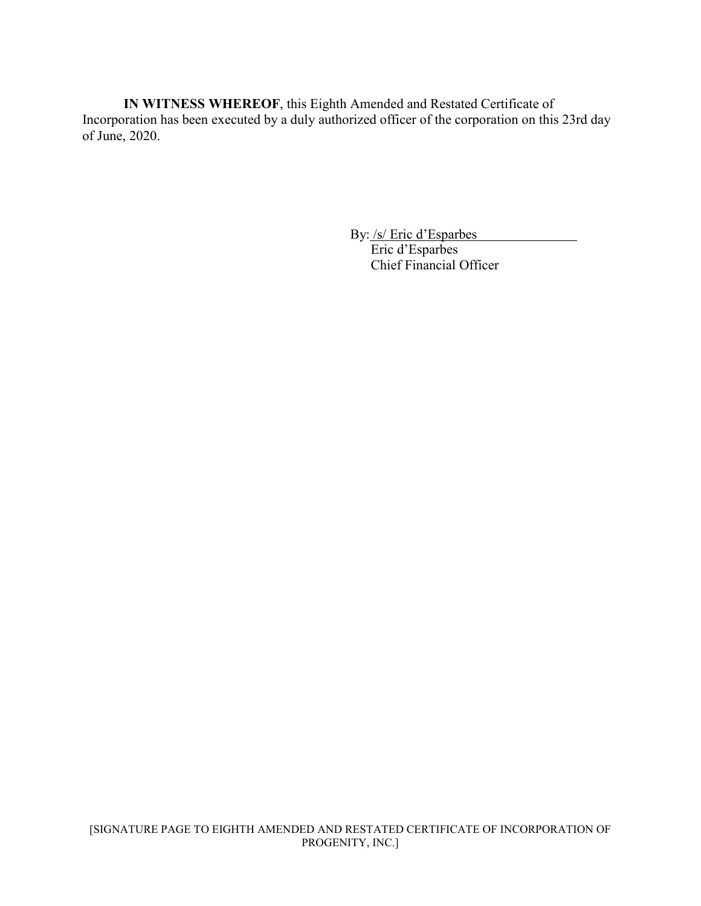**IN WITNESS WHEREOF**, this Eighth Amended and Restated Certificate of Incorporation has been executed by a duly authorized officer of the corporation on this 23rd day of June, 2020.

By: /s/ Eric d'Esparbes
Eric d'Esparbes
Chief Financial Officer

[SIGNATURE PAGE TO EIGHTH AMENDED AND RESTATED CERTIFICATE OF INCORPORATION OF PROGENITY, INC.]